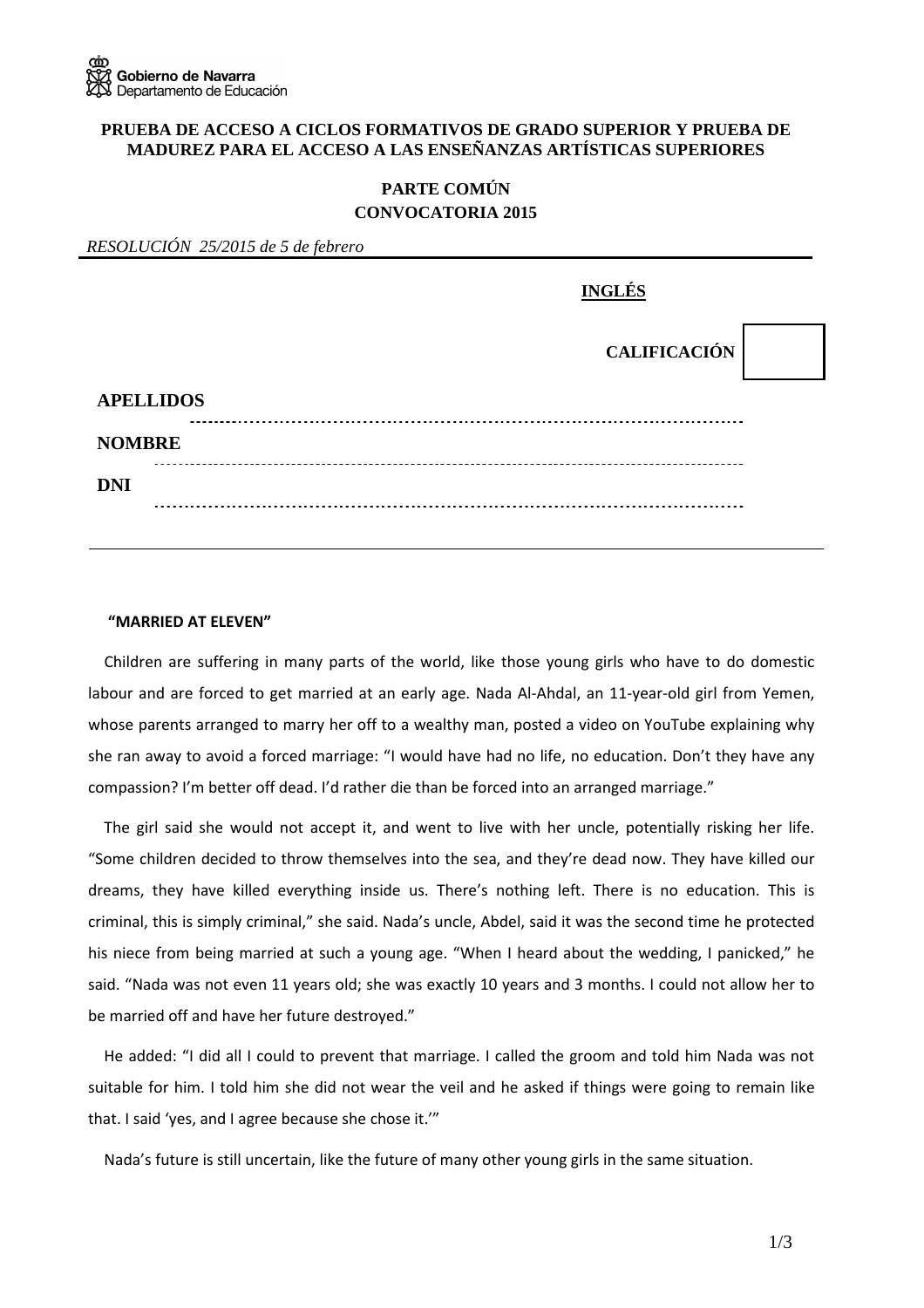Gobierno de Navarra
Departamento de Educación

**PRUEBA DE ACCESO A CICLOS FORMATIVOS DE GRADO SUPERIOR Y PRUEBA DE MADUREZ PARA EL ACCESO A LAS ENSEÑANZAS ARTÍSTICAS SUPERIORES**

**PARTE COMÚN**
**CONVOCATORIA 2015**

*RESOLUCIÓN 25/2015 de 5 de febrero*

**INGLÉS**

**CALIFICACIÓN**

**APELLIDOS** ........................................................................................

**NOMBRE** ........................................................................................

**DNI** ........................................................................................

**"MARRIED AT ELEVEN"**

Children are suffering in many parts of the world, like those young girls who have to do domestic labour and are forced to get married at an early age. Nada Al-Ahdal, an 11-year-old girl from Yemen, whose parents arranged to marry her off to a wealthy man, posted a video on YouTube explaining why she ran away to avoid a forced marriage: "I would have had no life, no education. Don't they have any compassion? I'm better off dead. I'd rather die than be forced into an arranged marriage."

The girl said she would not accept it, and went to live with her uncle, potentially risking her life. "Some children decided to throw themselves into the sea, and they're dead now. They have killed our dreams, they have killed everything inside us. There's nothing left. There is no education. This is criminal, this is simply criminal," she said. Nada's uncle, Abdel, said it was the second time he protected his niece from being married at such a young age. "When I heard about the wedding, I panicked," he said. "Nada was not even 11 years old; she was exactly 10 years and 3 months. I could not allow her to be married off and have her future destroyed."

He added: "I did all I could to prevent that marriage. I called the groom and told him Nada was not suitable for him. I told him she did not wear the veil and he asked if things were going to remain like that. I said 'yes, and I agree because she chose it.'"

Nada's future is still uncertain, like the future of many other young girls in the same situation.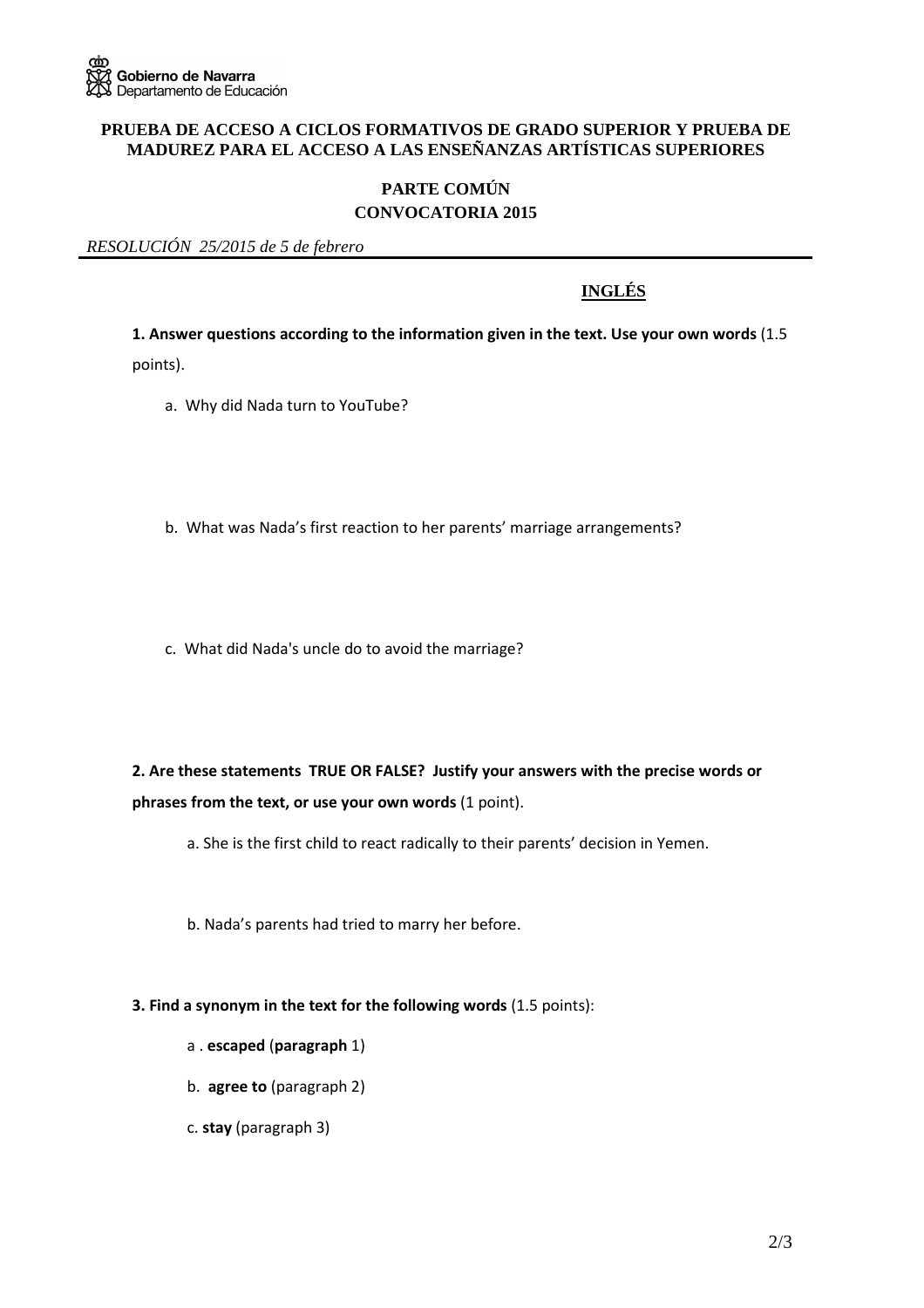Gobierno de Navarra
Departamento de Educación

**PRUEBA DE ACCESO A CICLOS FORMATIVOS DE GRADO SUPERIOR Y PRUEBA DE MADUREZ PARA EL ACCESO A LAS ENSEÑANZAS ARTÍSTICAS SUPERIORES**

**PARTE COMÚN**
**CONVOCATORIA 2015**

*RESOLUCIÓN 25/2015 de 5 de febrero*

## INGLÉS

**1. Answer questions according to the information given in the text. Use your own words** (1.5 points).

a. Why did Nada turn to YouTube?

b. What was Nada's first reaction to her parents' marriage arrangements?

c. What did Nada's uncle do to avoid the marriage?

**2. Are these statements TRUE OR FALSE? Justify your answers with the precise words or phrases from the text, or use your own words** (1 point).

a. She is the first child to react radically to their parents' decision in Yemen.

b. Nada's parents had tried to marry her before.

**3. Find a synonym in the text for the following words** (1.5 points):

a . **escaped** (**paragraph** 1)

b. **agree to** (paragraph 2)

c. **stay** (paragraph 3)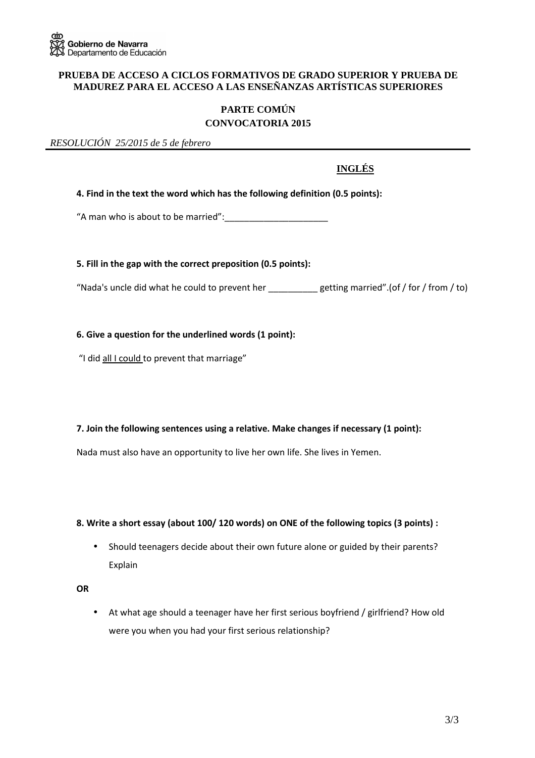Gobierno de Navarra
Departamento de Educación

**PRUEBA DE ACCESO A CICLOS FORMATIVOS DE GRADO SUPERIOR Y PRUEBA DE MADUREZ PARA EL ACCESO A LAS ENSEÑANZAS ARTÍSTICAS SUPERIORES**

**PARTE COMÚN**
**CONVOCATORIA 2015**

*RESOLUCIÓN 25/2015 de 5 de febrero*

## INGLÉS

**4. Find in the text the word which has the following definition (0.5 points):**

"A man who is about to be married":_____________________

**5. Fill in the gap with the correct preposition (0.5 points):**

"Nada's uncle did what he could to prevent her __________ getting married".(of / for / from / to)

**6. Give a question for the underlined words (1 point):**

"I did <u>all I could</u> to prevent that marriage"

**7. Join the following sentences using a relative. Make changes if necessary (1 point):**

Nada must also have an opportunity to live her own life. She lives in Yemen.

**8. Write a short essay (about 100/ 120 words) on ONE of the following topics (3 points) :**

- Should teenagers decide about their own future alone or guided by their parents? Explain

**OR**

- At what age should a teenager have her first serious boyfriend / girlfriend? How old were you when you had your first serious relationship?